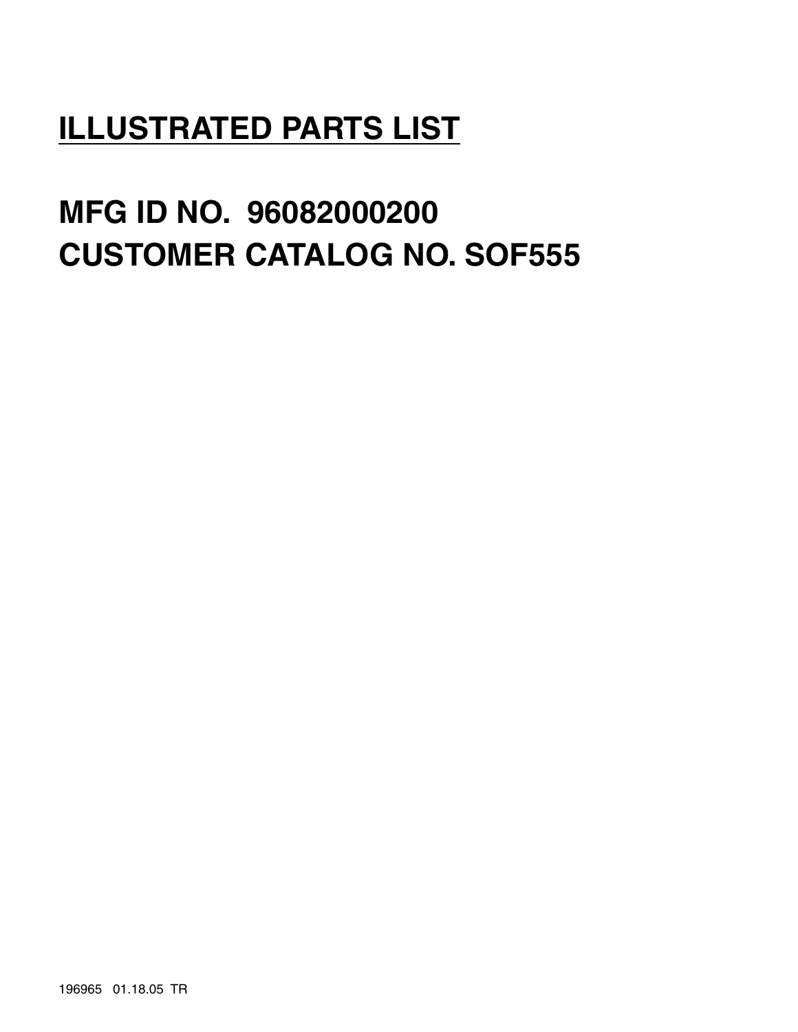# ILLUSTRATED PARTS LIST

## MFG ID NO. 96082000200
## CUSTOMER CATALOG NO. SOF555

196965 01.18.05 TR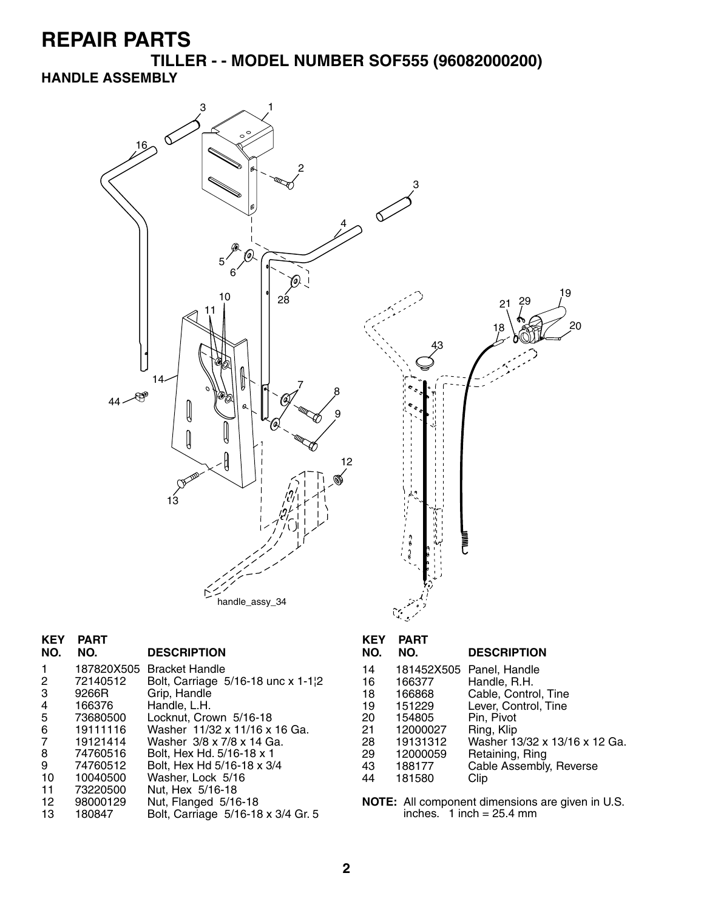# REPAIR PARTS

## TILLER - - MODEL NUMBER SOF555 (96082000200)

### HANDLE ASSEMBLY

handle_assy_34

| KEY NO. | PART NO. | DESCRIPTION |
|---|---|---|
| 1 | 187820X505 | Bracket Handle |
| 2 | 72140512 | Bolt, Carriage 5/16-18 unc x 1-1¦2 |
| 3 | 9266R | Grip, Handle |
| 4 | 166376 | Handle, L.H. |
| 5 | 73680500 | Locknut, Crown 5/16-18 |
| 6 | 19111116 | Washer 11/32 x 11/16 x 16 Ga. |
| 7 | 19121414 | Washer 3/8 x 7/8 x 14 Ga. |
| 8 | 74760516 | Bolt, Hex Hd. 5/16-18 x 1 |
| 9 | 74760512 | Bolt, Hex Hd 5/16-18 x 3/4 |
| 10 | 10040500 | Washer, Lock 5/16 |
| 11 | 73220500 | Nut, Hex 5/16-18 |
| 12 | 98000129 | Nut, Flanged 5/16-18 |
| 13 | 180847 | Bolt, Carriage 5/16-18 x 3/4 Gr. 5 |
| 14 | 181452X505 | Panel, Handle |
| 16 | 166377 | Handle, R.H. |
| 18 | 166868 | Cable, Control, Tine |
| 19 | 151229 | Lever, Control, Tine |
| 20 | 154805 | Pin, Pivot |
| 21 | 12000027 | Ring, Klip |
| 28 | 19131312 | Washer 13/32 x 13/16 x 12 Ga. |
| 29 | 12000059 | Retaining, Ring |
| 43 | 188177 | Cable Assembly, Reverse |
| 44 | 181580 | Clip |

**NOTE:** All component dimensions are given in U.S. inches. 1 inch = 25.4 mm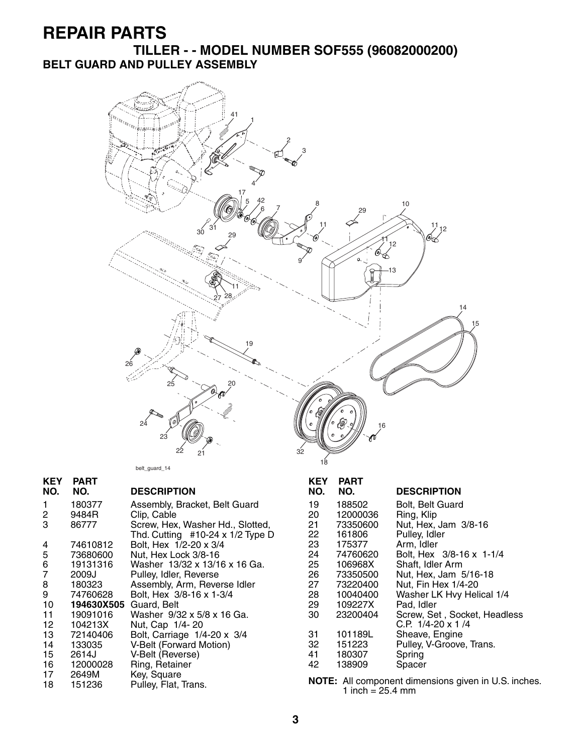# REPAIR PARTS

## TILLER - - MODEL NUMBER SOF555 (96082000200)

### BELT GUARD AND PULLEY ASSEMBLY

belt_guard_14

| KEY NO. | PART NO. | DESCRIPTION |
|---|---|---|
| 1 | 180377 | Assembly, Bracket, Belt Guard |
| 2 | 9484R | Clip, Cable |
| 3 | 86777 | Screw, Hex, Washer Hd., Slotted, Thd. Cutting #10-24 x 1/2 Type D |
| 4 | 74610812 | Bolt, Hex 1/2-20 x 3/4 |
| 5 | 73680600 | Nut, Hex Lock 3/8-16 |
| 6 | 19131316 | Washer 13/32 x 13/16 x 16 Ga. |
| 7 | 2009J | Pulley, Idler, Reverse |
| 8 | 180323 | Assembly, Arm, Reverse Idler |
| 9 | 74760628 | Bolt, Hex 3/8-16 x 1-3/4 |
| 10 | **194630X505** | Guard, Belt |
| 11 | 19091016 | Washer 9/32 x 5/8 x 16 Ga. |
| 12 | 104213X | Nut, Cap 1/4- 20 |
| 13 | 72140406 | Bolt, Carriage 1/4-20 x 3/4 |
| 14 | 133035 | V-Belt (Forward Motion) |
| 15 | 2614J | V-Belt (Reverse) |
| 16 | 12000028 | Ring, Retainer |
| 17 | 2649M | Key, Square |
| 18 | 151236 | Pulley, Flat, Trans. |
| 19 | 188502 | Bolt, Belt Guard |
| 20 | 12000036 | Ring, Klip |
| 21 | 73350600 | Nut, Hex, Jam 3/8-16 |
| 22 | 161806 | Pulley, Idler |
| 23 | 175377 | Arm, Idler |
| 24 | 74760620 | Bolt, Hex 3/8-16 x 1-1/4 |
| 25 | 106968X | Shaft, Idler Arm |
| 26 | 73350500 | Nut, Hex, Jam 5/16-18 |
| 27 | 73220400 | Nut, Fin Hex 1/4-20 |
| 28 | 10040400 | Washer LK Hvy Helical 1/4 |
| 29 | 109227X | Pad, Idler |
| 30 | 23200404 | Screw, Set , Socket, Headless C.P. 1/4-20 x 1 /4 |
| 31 | 101189L | Sheave, Engine |
| 32 | 151223 | Pulley, V-Groove, Trans. |
| 41 | 180307 | Spring |
| 42 | 138909 | Spacer |

**NOTE:** All component dimensions given in U.S. inches.
1 inch = 25.4 mm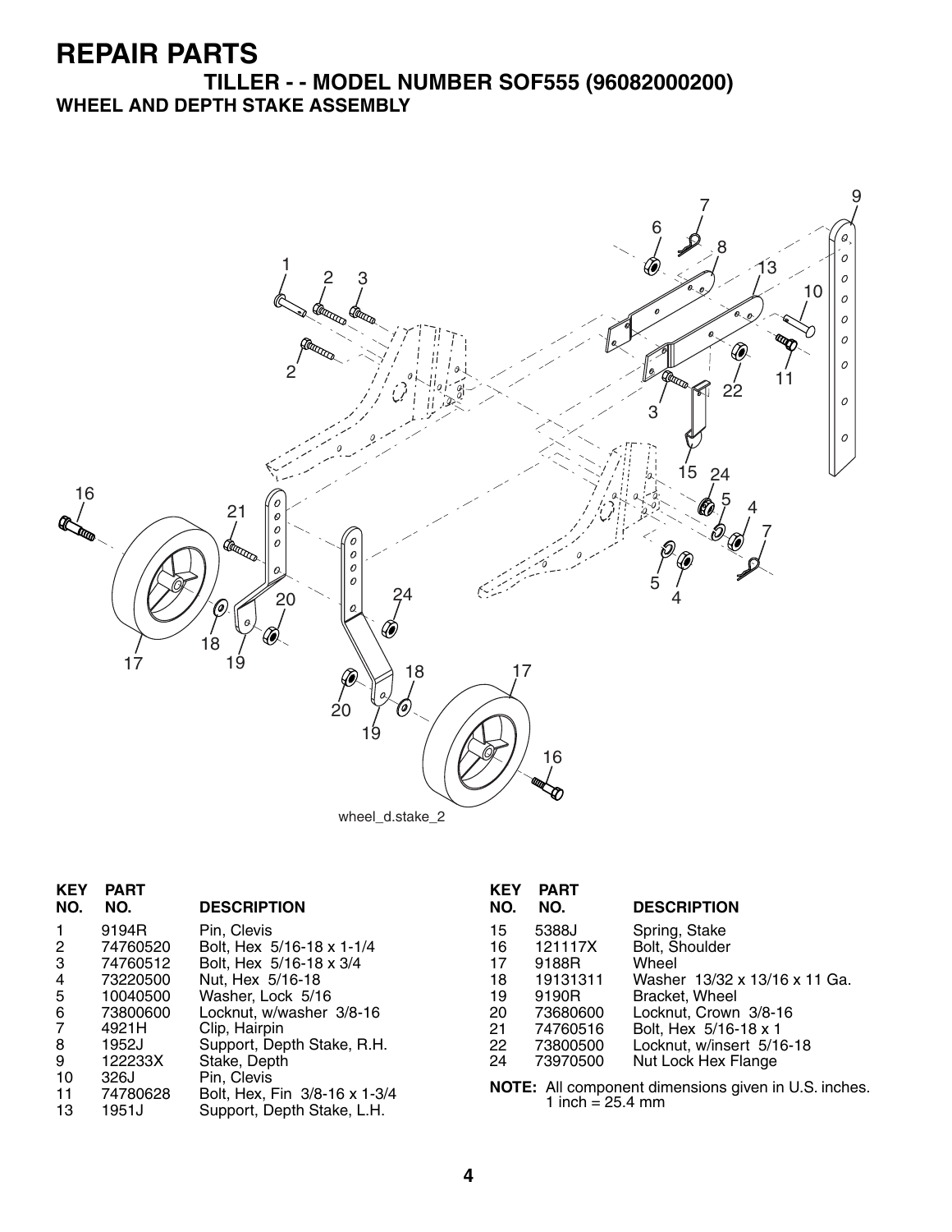# REPAIR PARTS

## TILLER - - MODEL NUMBER SOF555 (96082000200)

### WHEEL AND DEPTH STAKE ASSEMBLY

wheel_d.stake_2

| KEY NO. | PART NO. | DESCRIPTION |
|---|---|---|
| 1 | 9194R | Pin, Clevis |
| 2 | 74760520 | Bolt, Hex 5/16-18 x 1-1/4 |
| 3 | 74760512 | Bolt, Hex 5/16-18 x 3/4 |
| 4 | 73220500 | Nut, Hex 5/16-18 |
| 5 | 10040500 | Washer, Lock 5/16 |
| 6 | 73800600 | Locknut, w/washer 3/8-16 |
| 7 | 4921H | Clip, Hairpin |
| 8 | 1952J | Support, Depth Stake, R.H. |
| 9 | 122233X | Stake, Depth |
| 10 | 326J | Pin, Clevis |
| 11 | 74780628 | Bolt, Hex, Fin 3/8-16 x 1-3/4 |
| 13 | 1951J | Support, Depth Stake, L.H. |
| 15 | 5388J | Spring, Stake |
| 16 | 121117X | Bolt, Shoulder |
| 17 | 9188R | Wheel |
| 18 | 19131311 | Washer 13/32 x 13/16 x 11 Ga. |
| 19 | 9190R | Bracket, Wheel |
| 20 | 73680600 | Locknut, Crown 3/8-16 |
| 21 | 74760516 | Bolt, Hex 5/16-18 x 1 |
| 22 | 73800500 | Locknut, w/insert 5/16-18 |
| 24 | 73970500 | Nut Lock Hex Flange |

**NOTE:** All component dimensions given in U.S. inches.
1 inch = 25.4 mm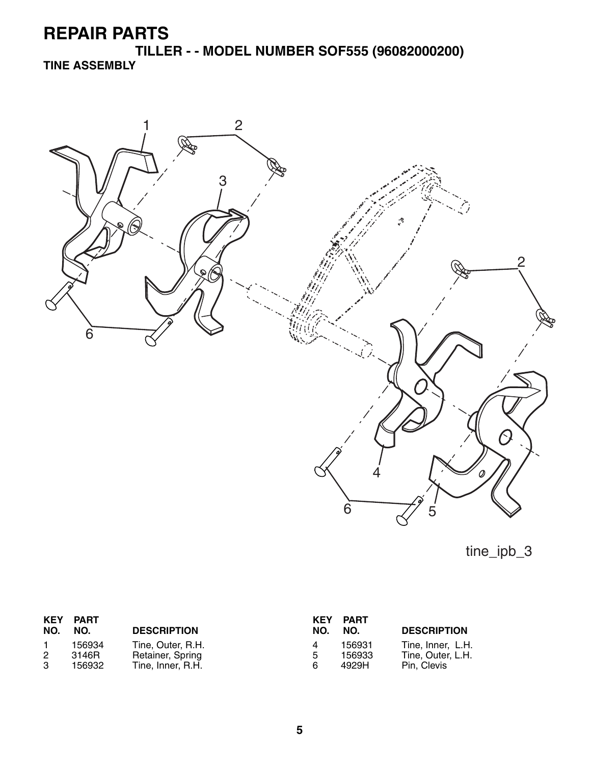# REPAIR PARTS

## TILLER - - MODEL NUMBER SOF555 (96082000200)

### TINE ASSEMBLY

tine_ipb_3

| KEY NO. | PART NO. | DESCRIPTION |
| --- | --- | --- |
| 1 | 156934 | Tine, Outer, R.H. |
| 2 | 3146R | Retainer, Spring |
| 3 | 156932 | Tine, Inner, R.H. |
| 4 | 156931 | Tine, Inner, L.H. |
| 5 | 156933 | Tine, Outer, L.H. |
| 6 | 4929H | Pin, Clevis |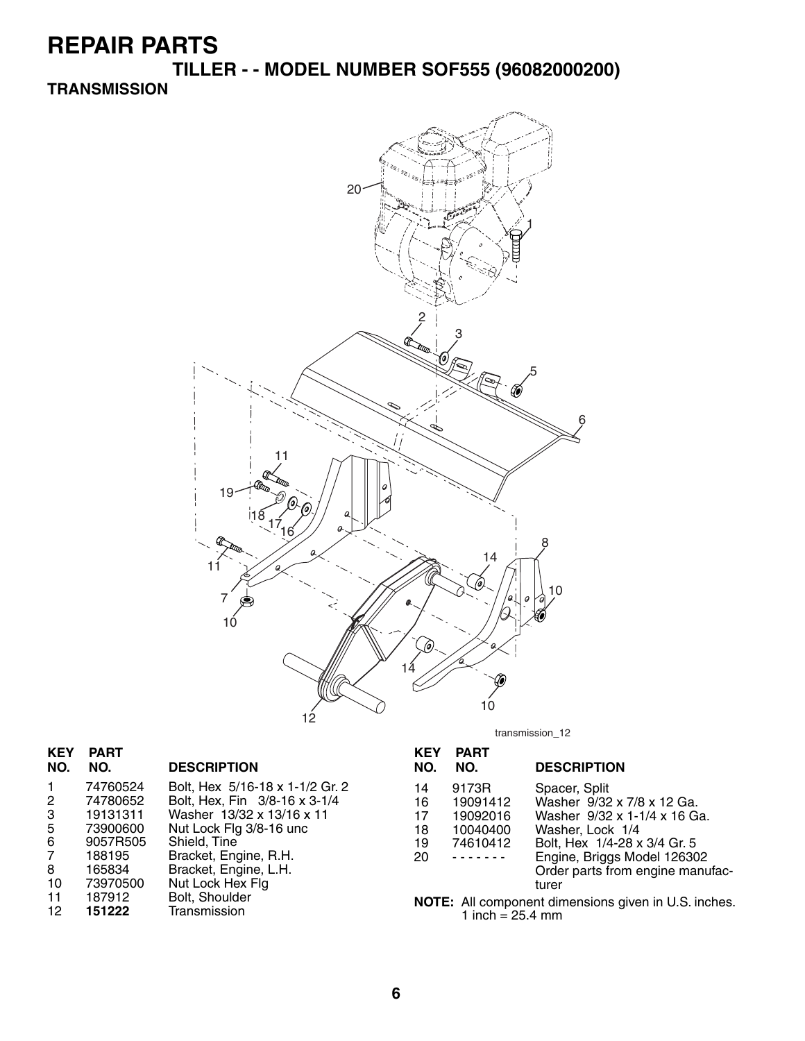# REPAIR PARTS

## TILLER - - MODEL NUMBER SOF555 (96082000200)

### TRANSMISSION

transmission_12

| KEY NO. | PART NO. | DESCRIPTION |
|---|---|---|
| 1 | 74760524 | Bolt, Hex 5/16-18 x 1-1/2 Gr. 2 |
| 2 | 74780652 | Bolt, Hex, Fin 3/8-16 x 3-1/4 |
| 3 | 19131311 | Washer 13/32 x 13/16 x 11 |
| 5 | 73900600 | Nut Lock Flg 3/8-16 unc |
| 6 | 9057R505 | Shield, Tine |
| 7 | 188195 | Bracket, Engine, R.H. |
| 8 | 165834 | Bracket, Engine, L.H. |
| 10 | 73970500 | Nut Lock Hex Flg |
| 11 | 187912 | Bolt, Shoulder |
| 12 | **151222** | Transmission |
| 14 | 9173R | Spacer, Split |
| 16 | 19091412 | Washer 9/32 x 7/8 x 12 Ga. |
| 17 | 19092016 | Washer 9/32 x 1-1/4 x 16 Ga. |
| 18 | 10040400 | Washer, Lock 1/4 |
| 19 | 74610412 | Bolt, Hex 1/4-28 x 3/4 Gr. 5 |
| 20 | - - - - - - - | Engine, Briggs Model 126302 Order parts from engine manufacturer |

**NOTE:** All component dimensions given in U.S. inches.
1 inch = 25.4 mm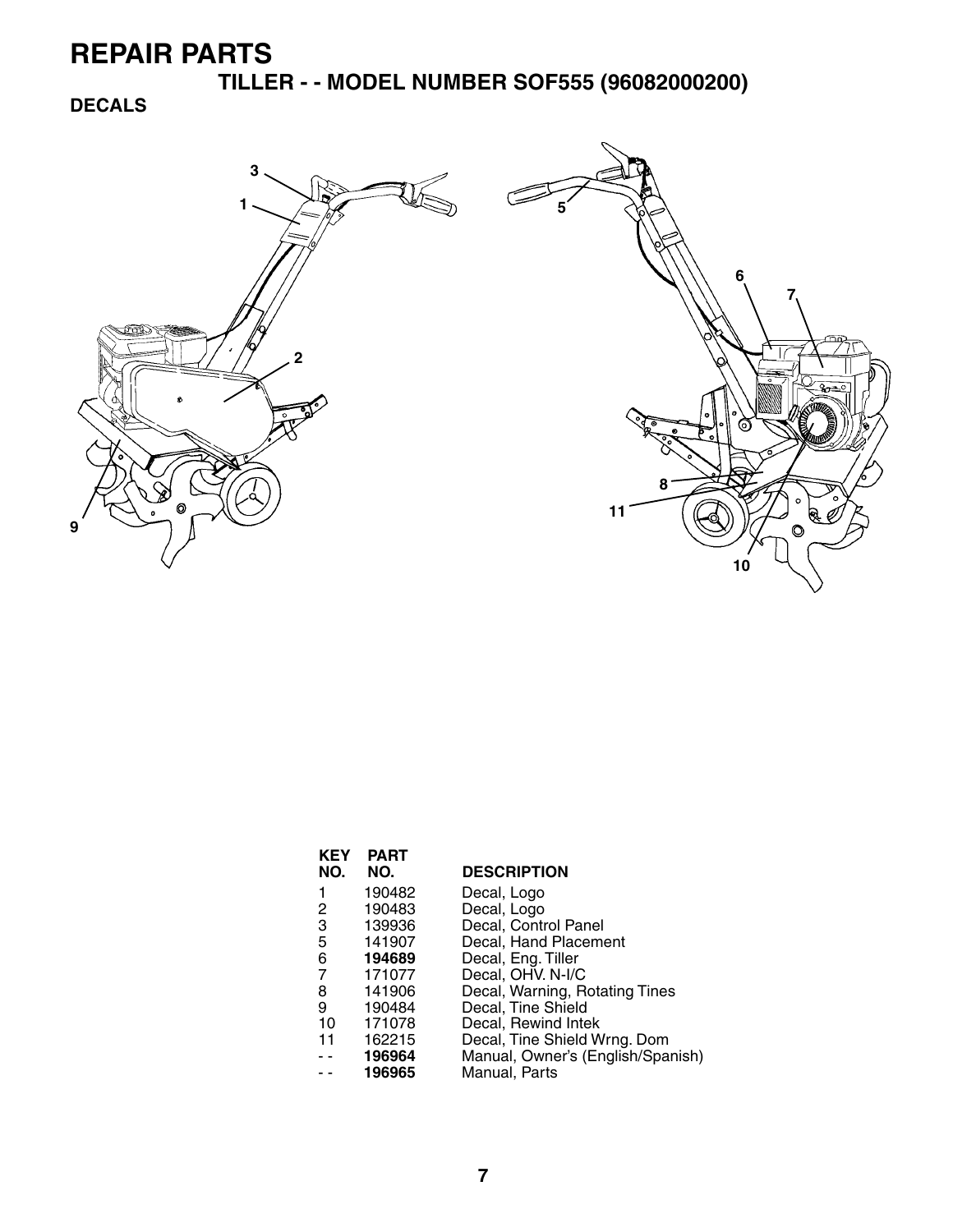# REPAIR PARTS

## TILLER - - MODEL NUMBER SOF555 (96082000200)

### DECALS

| KEY NO. | PART NO. | DESCRIPTION |
|---|---|---|
| 1 | 190482 | Decal, Logo |
| 2 | 190483 | Decal, Logo |
| 3 | 139936 | Decal, Control Panel |
| 5 | 141907 | Decal, Hand Placement |
| 6 | **194689** | Decal, Eng. Tiller |
| 7 | 171077 | Decal, OHV. N-I/C |
| 8 | 141906 | Decal, Warning, Rotating Tines |
| 9 | 190484 | Decal, Tine Shield |
| 10 | 171078 | Decal, Rewind Intek |
| 11 | 162215 | Decal, Tine Shield Wrng. Dom |
| - - | **196964** | Manual, Owner's (English/Spanish) |
| - - | **196965** | Manual, Parts |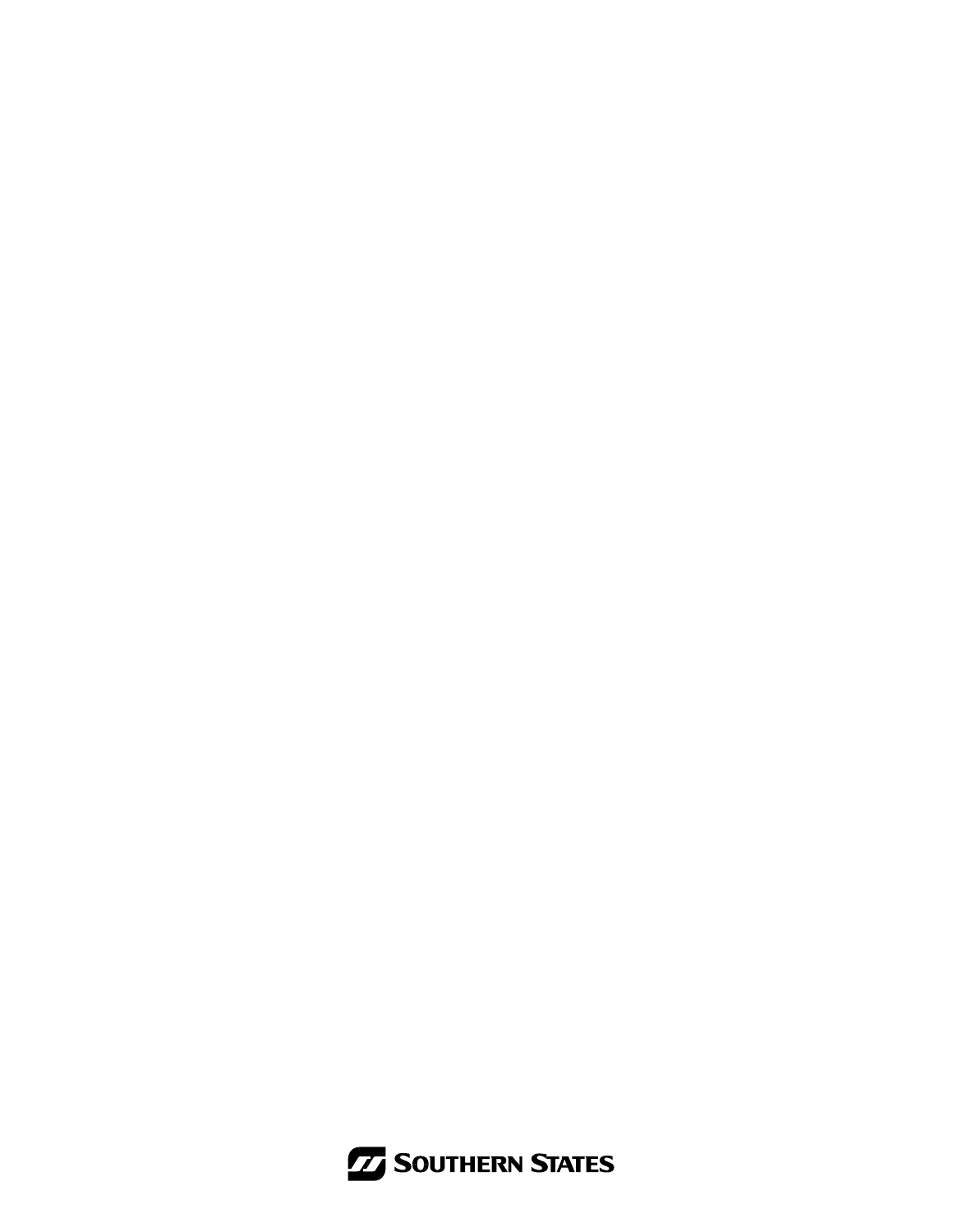SOUTHERN STATES